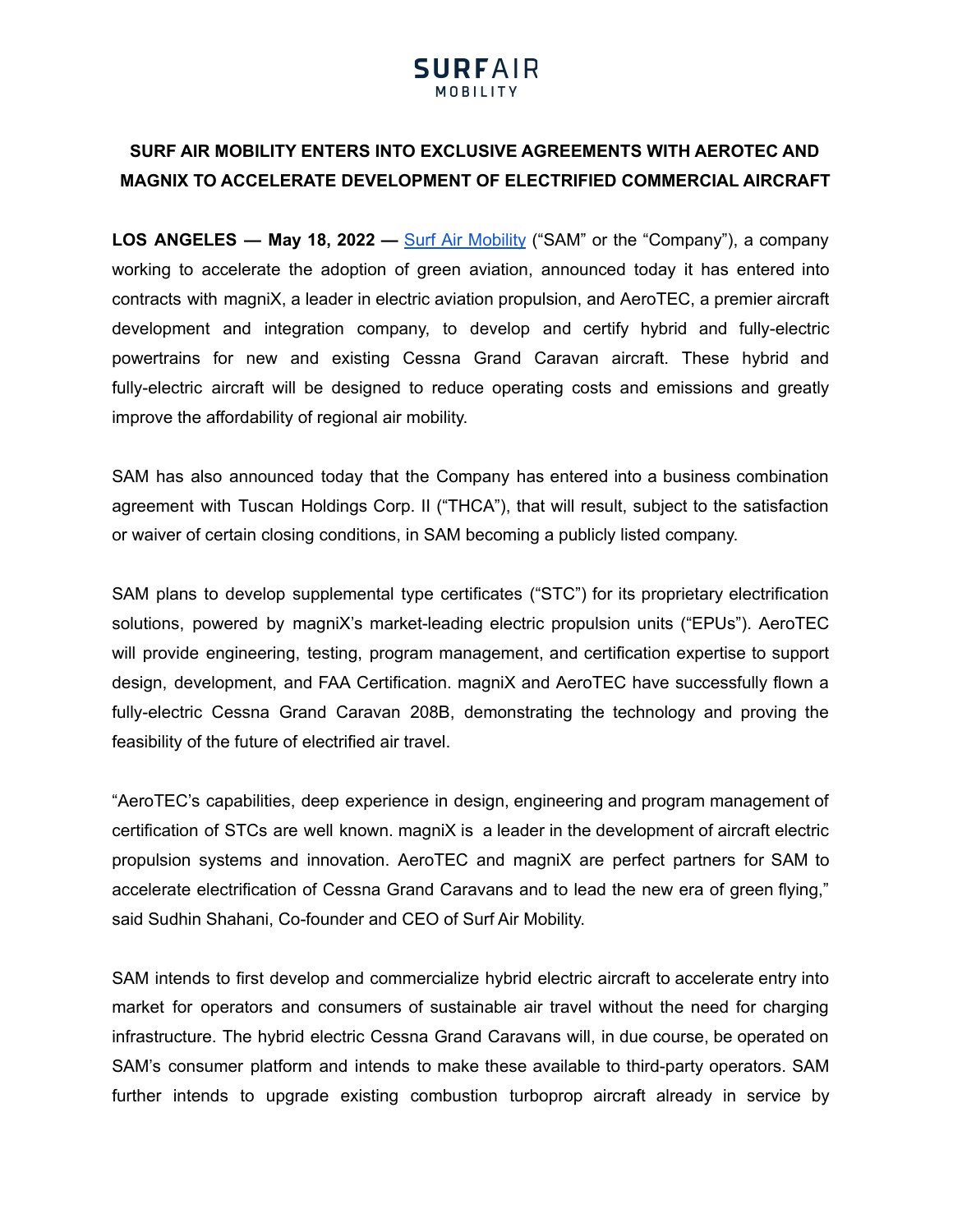SURFAIR
MOBILITY

# SURF AIR MOBILITY ENTERS INTO EXCLUSIVE AGREEMENTS WITH AEROTEC AND MAGNIX TO ACCELERATE DEVELOPMENT OF ELECTRIFIED COMMERCIAL AIRCRAFT

**LOS ANGELES — May 18, 2022 —** [Surf Air Mobility](#) ("SAM" or the "Company"), a company working to accelerate the adoption of green aviation, announced today it has entered into contracts with magniX, a leader in electric aviation propulsion, and AeroTEC, a premier aircraft development and integration company, to develop and certify hybrid and fully-electric powertrains for new and existing Cessna Grand Caravan aircraft. These hybrid and fully-electric aircraft will be designed to reduce operating costs and emissions and greatly improve the affordability of regional air mobility.

SAM has also announced today that the Company has entered into a business combination agreement with Tuscan Holdings Corp. II ("THCA"), that will result, subject to the satisfaction or waiver of certain closing conditions, in SAM becoming a publicly listed company.

SAM plans to develop supplemental type certificates ("STC") for its proprietary electrification solutions, powered by magniX's market-leading electric propulsion units ("EPUs"). AeroTEC will provide engineering, testing, program management, and certification expertise to support design, development, and FAA Certification. magniX and AeroTEC have successfully flown a fully-electric Cessna Grand Caravan 208B, demonstrating the technology and proving the feasibility of the future of electrified air travel.

"AeroTEC's capabilities, deep experience in design, engineering and program management of certification of STCs are well known. magniX is a leader in the development of aircraft electric propulsion systems and innovation. AeroTEC and magniX are perfect partners for SAM to accelerate electrification of Cessna Grand Caravans and to lead the new era of green flying," said Sudhin Shahani, Co-founder and CEO of Surf Air Mobility.

SAM intends to first develop and commercialize hybrid electric aircraft to accelerate entry into market for operators and consumers of sustainable air travel without the need for charging infrastructure. The hybrid electric Cessna Grand Caravans will, in due course, be operated on SAM's consumer platform and intends to make these available to third-party operators. SAM further intends to upgrade existing combustion turboprop aircraft already in service by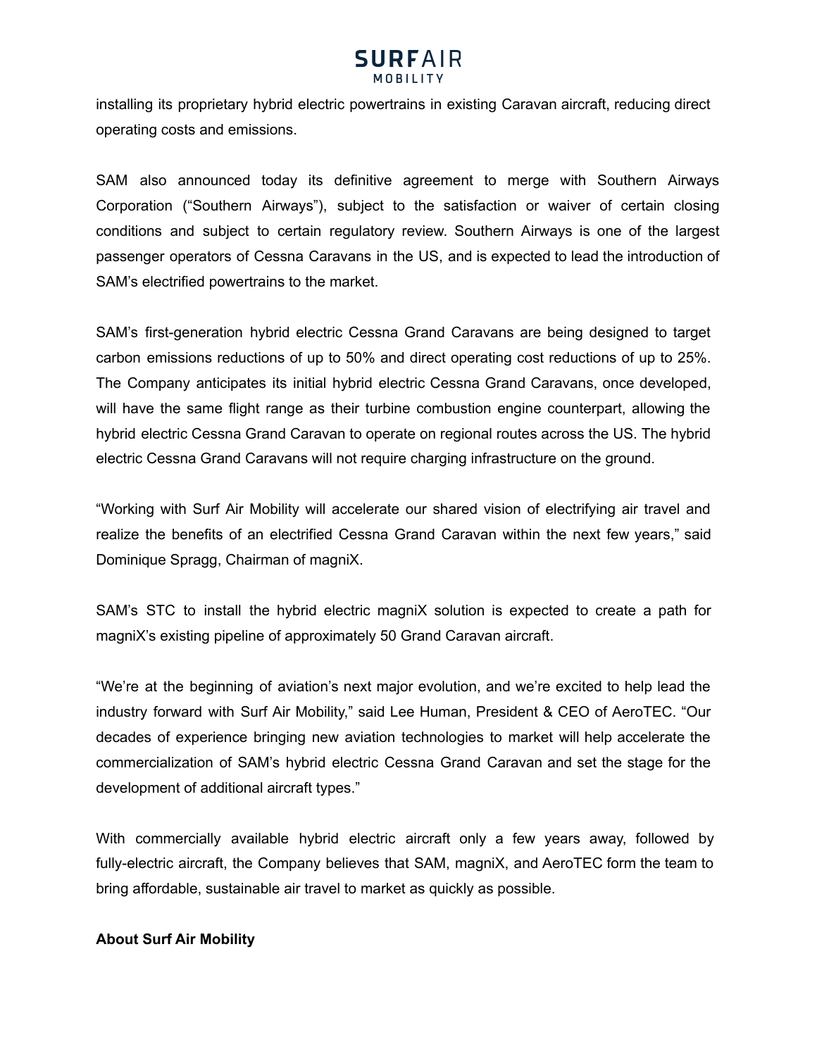installing its proprietary hybrid electric powertrains in existing Caravan aircraft, reducing direct operating costs and emissions.

SAM also announced today its definitive agreement to merge with Southern Airways Corporation ("Southern Airways"), subject to the satisfaction or waiver of certain closing conditions and subject to certain regulatory review. Southern Airways is one of the largest passenger operators of Cessna Caravans in the US, and is expected to lead the introduction of SAM's electrified powertrains to the market.

SAM's first-generation hybrid electric Cessna Grand Caravans are being designed to target carbon emissions reductions of up to 50% and direct operating cost reductions of up to 25%. The Company anticipates its initial hybrid electric Cessna Grand Caravans, once developed, will have the same flight range as their turbine combustion engine counterpart, allowing the hybrid electric Cessna Grand Caravan to operate on regional routes across the US. The hybrid electric Cessna Grand Caravans will not require charging infrastructure on the ground.

"Working with Surf Air Mobility will accelerate our shared vision of electrifying air travel and realize the benefits of an electrified Cessna Grand Caravan within the next few years," said Dominique Spragg, Chairman of magniX.

SAM's STC to install the hybrid electric magniX solution is expected to create a path for magniX's existing pipeline of approximately 50 Grand Caravan aircraft.

"We're at the beginning of aviation's next major evolution, and we're excited to help lead the industry forward with Surf Air Mobility," said Lee Human, President & CEO of AeroTEC. "Our decades of experience bringing new aviation technologies to market will help accelerate the commercialization of SAM's hybrid electric Cessna Grand Caravan and set the stage for the development of additional aircraft types."

With commercially available hybrid electric aircraft only a few years away, followed by fully-electric aircraft, the Company believes that SAM, magniX, and AeroTEC form the team to bring affordable, sustainable air travel to market as quickly as possible.

**About Surf Air Mobility**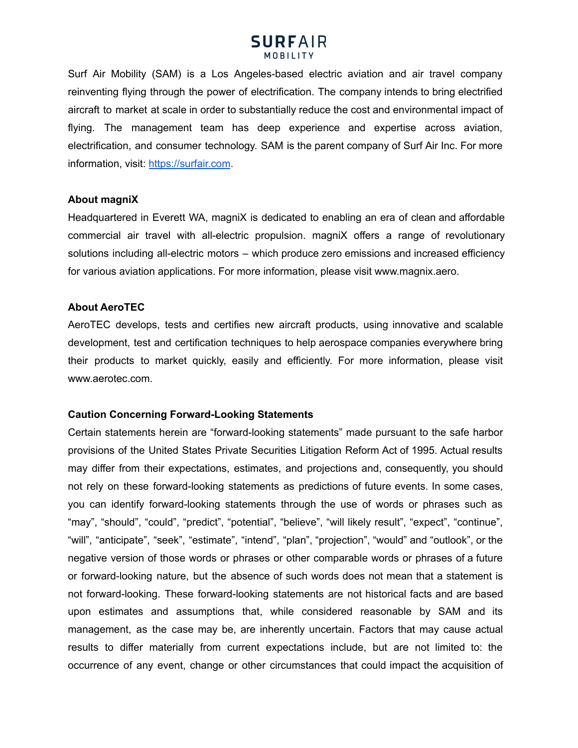Surf Air Mobility (SAM) is a Los Angeles-based electric aviation and air travel company reinventing flying through the power of electrification. The company intends to bring electrified aircraft to market at scale in order to substantially reduce the cost and environmental impact of flying. The management team has deep experience and expertise across aviation, electrification, and consumer technology. SAM is the parent company of Surf Air Inc. For more information, visit: [https://surfair.com](https://surfair.com).

**About magniX**

Headquartered in Everett WA, magniX is dedicated to enabling an era of clean and affordable commercial air travel with all-electric propulsion. magniX offers a range of revolutionary solutions including all-electric motors – which produce zero emissions and increased efficiency for various aviation applications. For more information, please visit www.magnix.aero.

**About AeroTEC**

AeroTEC develops, tests and certifies new aircraft products, using innovative and scalable development, test and certification techniques to help aerospace companies everywhere bring their products to market quickly, easily and efficiently. For more information, please visit www.aerotec.com.

**Caution Concerning Forward-Looking Statements**

Certain statements herein are “forward-looking statements” made pursuant to the safe harbor provisions of the United States Private Securities Litigation Reform Act of 1995. Actual results may differ from their expectations, estimates, and projections and, consequently, you should not rely on these forward-looking statements as predictions of future events. In some cases, you can identify forward-looking statements through the use of words or phrases such as “may”, “should”, “could”, “predict”, “potential”, “believe”, “will likely result”, “expect”, “continue”, “will”, “anticipate”, “seek”, “estimate”, “intend”, “plan”, “projection”, “would” and “outlook”, or the negative version of those words or phrases or other comparable words or phrases of a future or forward-looking nature, but the absence of such words does not mean that a statement is not forward-looking. These forward-looking statements are not historical facts and are based upon estimates and assumptions that, while considered reasonable by SAM and its management, as the case may be, are inherently uncertain. Factors that may cause actual results to differ materially from current expectations include, but are not limited to: the occurrence of any event, change or other circumstances that could impact the acquisition of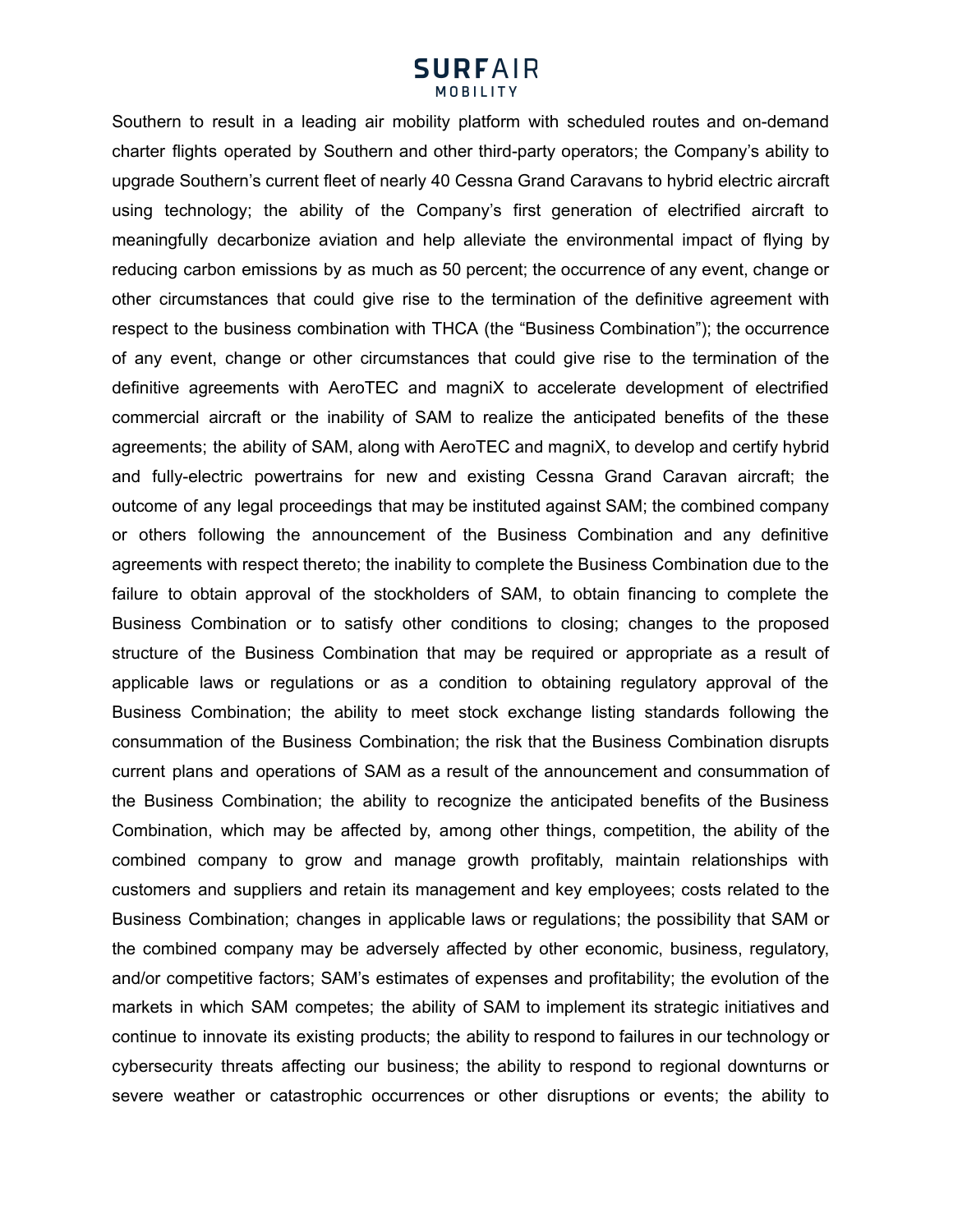Southern to result in a leading air mobility platform with scheduled routes and on-demand charter flights operated by Southern and other third-party operators; the Company's ability to upgrade Southern's current fleet of nearly 40 Cessna Grand Caravans to hybrid electric aircraft using technology; the ability of the Company's first generation of electrified aircraft to meaningfully decarbonize aviation and help alleviate the environmental impact of flying by reducing carbon emissions by as much as 50 percent; the occurrence of any event, change or other circumstances that could give rise to the termination of the definitive agreement with respect to the business combination with THCA (the "Business Combination"); the occurrence of any event, change or other circumstances that could give rise to the termination of the definitive agreements with AeroTEC and magniX to accelerate development of electrified commercial aircraft or the inability of SAM to realize the anticipated benefits of the these agreements; the ability of SAM, along with AeroTEC and magniX, to develop and certify hybrid and fully-electric powertrains for new and existing Cessna Grand Caravan aircraft; the outcome of any legal proceedings that may be instituted against SAM; the combined company or others following the announcement of the Business Combination and any definitive agreements with respect thereto; the inability to complete the Business Combination due to the failure to obtain approval of the stockholders of SAM, to obtain financing to complete the Business Combination or to satisfy other conditions to closing; changes to the proposed structure of the Business Combination that may be required or appropriate as a result of applicable laws or regulations or as a condition to obtaining regulatory approval of the Business Combination; the ability to meet stock exchange listing standards following the consummation of the Business Combination; the risk that the Business Combination disrupts current plans and operations of SAM as a result of the announcement and consummation of the Business Combination; the ability to recognize the anticipated benefits of the Business Combination, which may be affected by, among other things, competition, the ability of the combined company to grow and manage growth profitably, maintain relationships with customers and suppliers and retain its management and key employees; costs related to the Business Combination; changes in applicable laws or regulations; the possibility that SAM or the combined company may be adversely affected by other economic, business, regulatory, and/or competitive factors; SAM's estimates of expenses and profitability; the evolution of the markets in which SAM competes; the ability of SAM to implement its strategic initiatives and continue to innovate its existing products; the ability to respond to failures in our technology or cybersecurity threats affecting our business; the ability to respond to regional downturns or severe weather or catastrophic occurrences or other disruptions or events; the ability to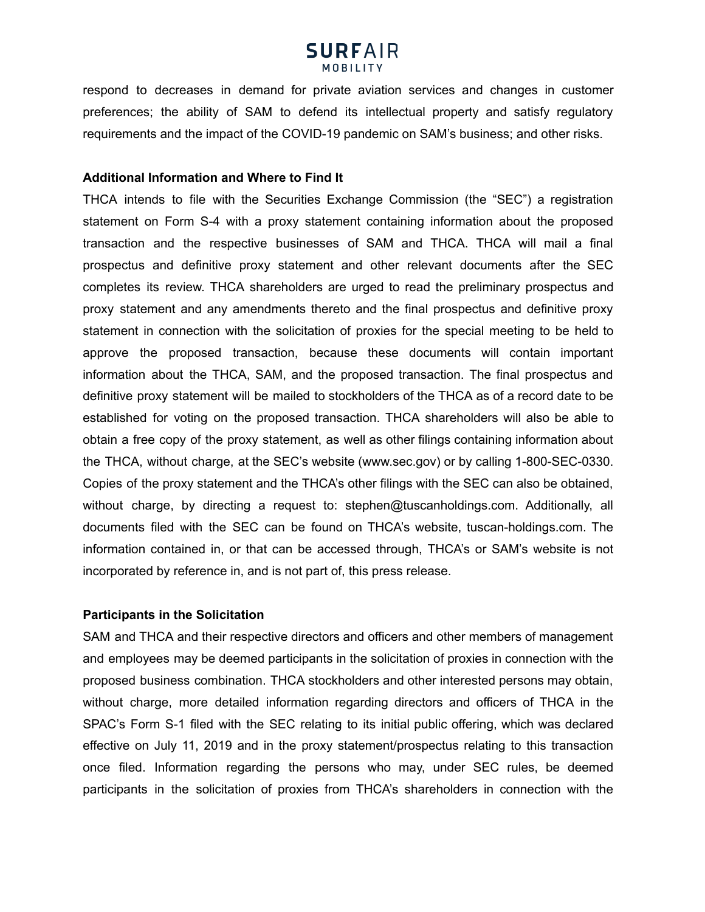respond to decreases in demand for private aviation services and changes in customer preferences; the ability of SAM to defend its intellectual property and satisfy regulatory requirements and the impact of the COVID-19 pandemic on SAM's business; and other risks.

**Additional Information and Where to Find It**

THCA intends to file with the Securities Exchange Commission (the "SEC") a registration statement on Form S-4 with a proxy statement containing information about the proposed transaction and the respective businesses of SAM and THCA. THCA will mail a final prospectus and definitive proxy statement and other relevant documents after the SEC completes its review. THCA shareholders are urged to read the preliminary prospectus and proxy statement and any amendments thereto and the final prospectus and definitive proxy statement in connection with the solicitation of proxies for the special meeting to be held to approve the proposed transaction, because these documents will contain important information about the THCA, SAM, and the proposed transaction. The final prospectus and definitive proxy statement will be mailed to stockholders of the THCA as of a record date to be established for voting on the proposed transaction. THCA shareholders will also be able to obtain a free copy of the proxy statement, as well as other filings containing information about the THCA, without charge, at the SEC's website (www.sec.gov) or by calling 1-800-SEC-0330. Copies of the proxy statement and the THCA's other filings with the SEC can also be obtained, without charge, by directing a request to: stephen@tuscanholdings.com. Additionally, all documents filed with the SEC can be found on THCA's website, tuscan-holdings.com. The information contained in, or that can be accessed through, THCA's or SAM's website is not incorporated by reference in, and is not part of, this press release.

**Participants in the Solicitation**

SAM and THCA and their respective directors and officers and other members of management and employees may be deemed participants in the solicitation of proxies in connection with the proposed business combination. THCA stockholders and other interested persons may obtain, without charge, more detailed information regarding directors and officers of THCA in the SPAC's Form S-1 filed with the SEC relating to its initial public offering, which was declared effective on July 11, 2019 and in the proxy statement/prospectus relating to this transaction once filed. Information regarding the persons who may, under SEC rules, be deemed participants in the solicitation of proxies from THCA's shareholders in connection with the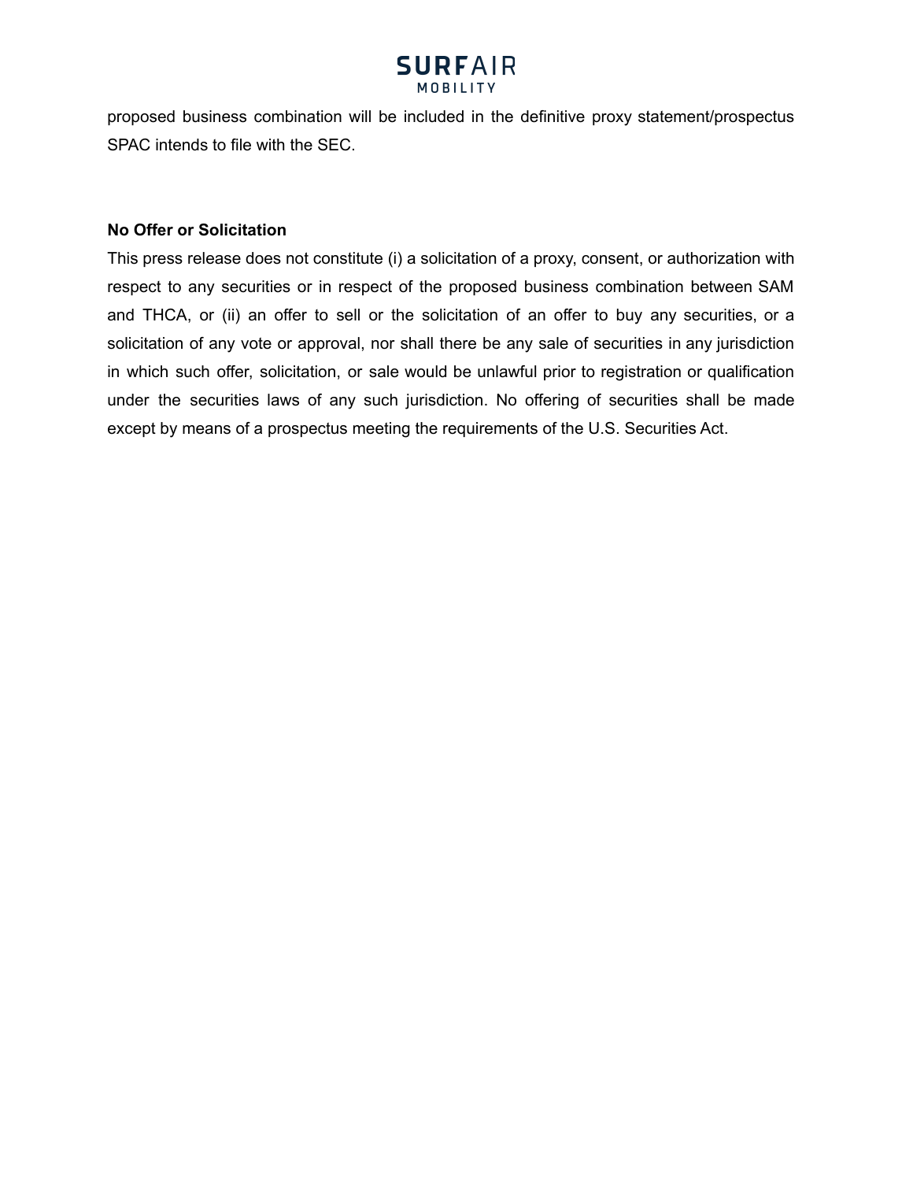proposed business combination will be included in the definitive proxy statement/prospectus SPAC intends to file with the SEC.

**No Offer or Solicitation**

This press release does not constitute (i) a solicitation of a proxy, consent, or authorization with respect to any securities or in respect of the proposed business combination between SAM and THCA, or (ii) an offer to sell or the solicitation of an offer to buy any securities, or a solicitation of any vote or approval, nor shall there be any sale of securities in any jurisdiction in which such offer, solicitation, or sale would be unlawful prior to registration or qualification under the securities laws of any such jurisdiction. No offering of securities shall be made except by means of a prospectus meeting the requirements of the U.S. Securities Act.